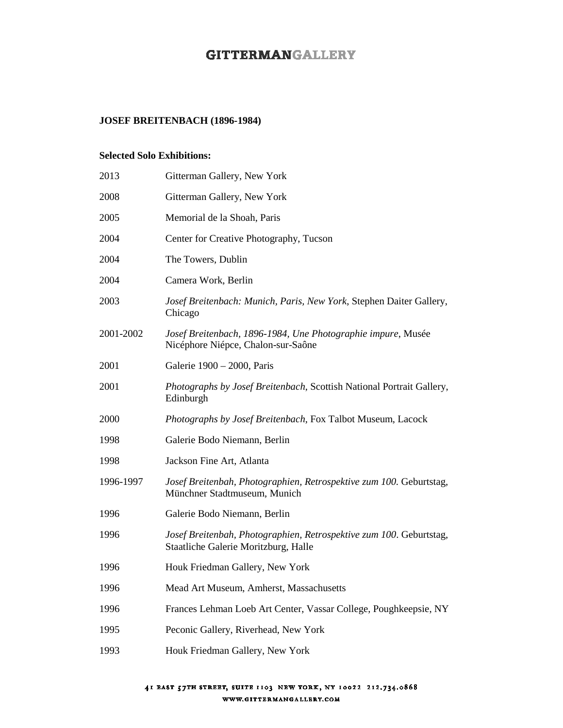# GITTERMANGALLERY

## JOSEF BREITENBACH (1896-1984)

### Selected Solo Exhibitions:

| | |
|---|---|
| 2013 | Gitterman Gallery, New York |
| 2008 | Gitterman Gallery, New York |
| 2005 | Memorial de la Shoah, Paris |
| 2004 | Center for Creative Photography, Tucson |
| 2004 | The Towers, Dublin |
| 2004 | Camera Work, Berlin |
| 2003 | *Josef Breitenbach: Munich, Paris, New York*, Stephen Daiter Gallery, Chicago |
| 2001-2002 | *Josef Breitenbach, 1896-1984, Une Photographie impure*, Musée Nicéphore Niépce, Chalon-sur-Saône |
| 2001 | Galerie 1900 – 2000, Paris |
| 2001 | *Photographs by Josef Breitenbach*, Scottish National Portrait Gallery, Edinburgh |
| 2000 | *Photographs by Josef Breitenbach*, Fox Talbot Museum, Lacock |
| 1998 | Galerie Bodo Niemann, Berlin |
| 1998 | Jackson Fine Art, Atlanta |
| 1996-1997 | *Josef Breitenbah, Photographien, Retrospektive zum 100.* Geburtstag, Münchner Stadtmuseum, Munich |
| 1996 | Galerie Bodo Niemann, Berlin |
| 1996 | *Josef Breitenbah, Photographien, Retrospektive zum 100*. Geburtstag, Staatliche Galerie Moritzburg, Halle |
| 1996 | Houk Friedman Gallery, New York |
| 1996 | Mead Art Museum, Amherst, Massachusetts |
| 1996 | Frances Lehman Loeb Art Center, Vassar College, Poughkeepsie, NY |
| 1995 | Peconic Gallery, Riverhead, New York |
| 1993 | Houk Friedman Gallery, New York |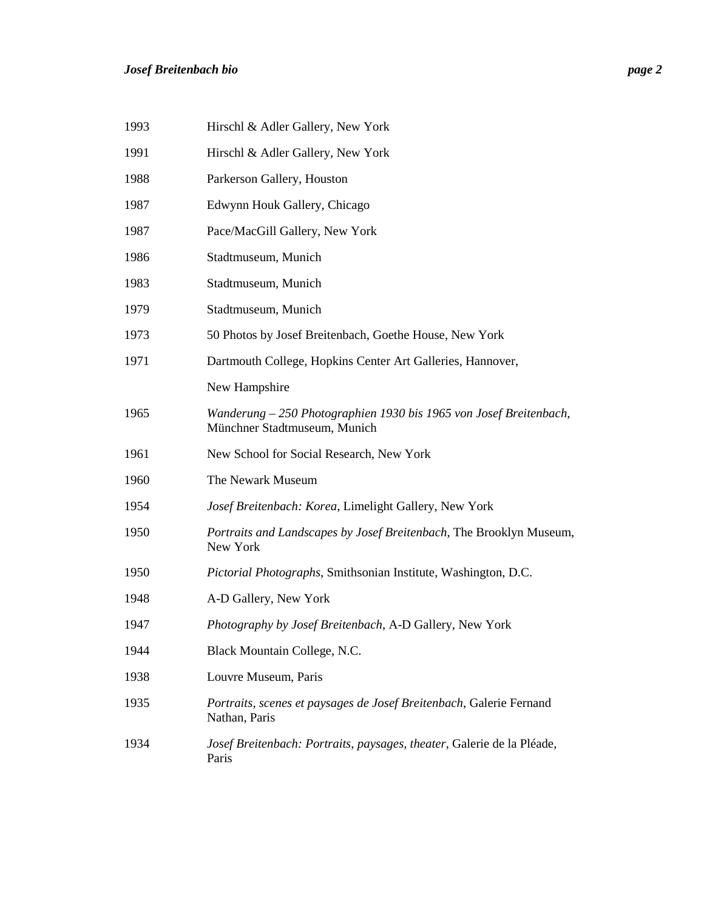1993 Hirschl & Adler Gallery, New York

1991 Hirschl & Adler Gallery, New York

1988 Parkerson Gallery, Houston

1987 Edwynn Houk Gallery, Chicago

1987 Pace/MacGill Gallery, New York

1986 Stadtmuseum, Munich

1983 Stadtmuseum, Munich

1979 Stadtmuseum, Munich

1973 50 Photos by Josef Breitenbach, Goethe House, New York

1971 Dartmouth College, Hopkins Center Art Galleries, Hannover, New Hampshire

1965 *Wanderung – 250 Photographien 1930 bis 1965 von Josef Breitenbach*, Münchner Stadtmuseum, Munich

1961 New School for Social Research, New York

1960 The Newark Museum

1954 *Josef Breitenbach: Korea*, Limelight Gallery, New York

1950 *Portraits and Landscapes by Josef Breitenbach*, The Brooklyn Museum, New York

1950 *Pictorial Photographs*, Smithsonian Institute, Washington, D.C.

1948 A-D Gallery, New York

1947 *Photography by Josef Breitenbach*, A-D Gallery, New York

1944 Black Mountain College, N.C.

1938 Louvre Museum, Paris

1935 *Portraits, scenes et paysages de Josef Breitenbach*, Galerie Fernand Nathan, Paris

1934 *Josef Breitenbach: Portraits, paysages, theater*, Galerie de la Pléade, Paris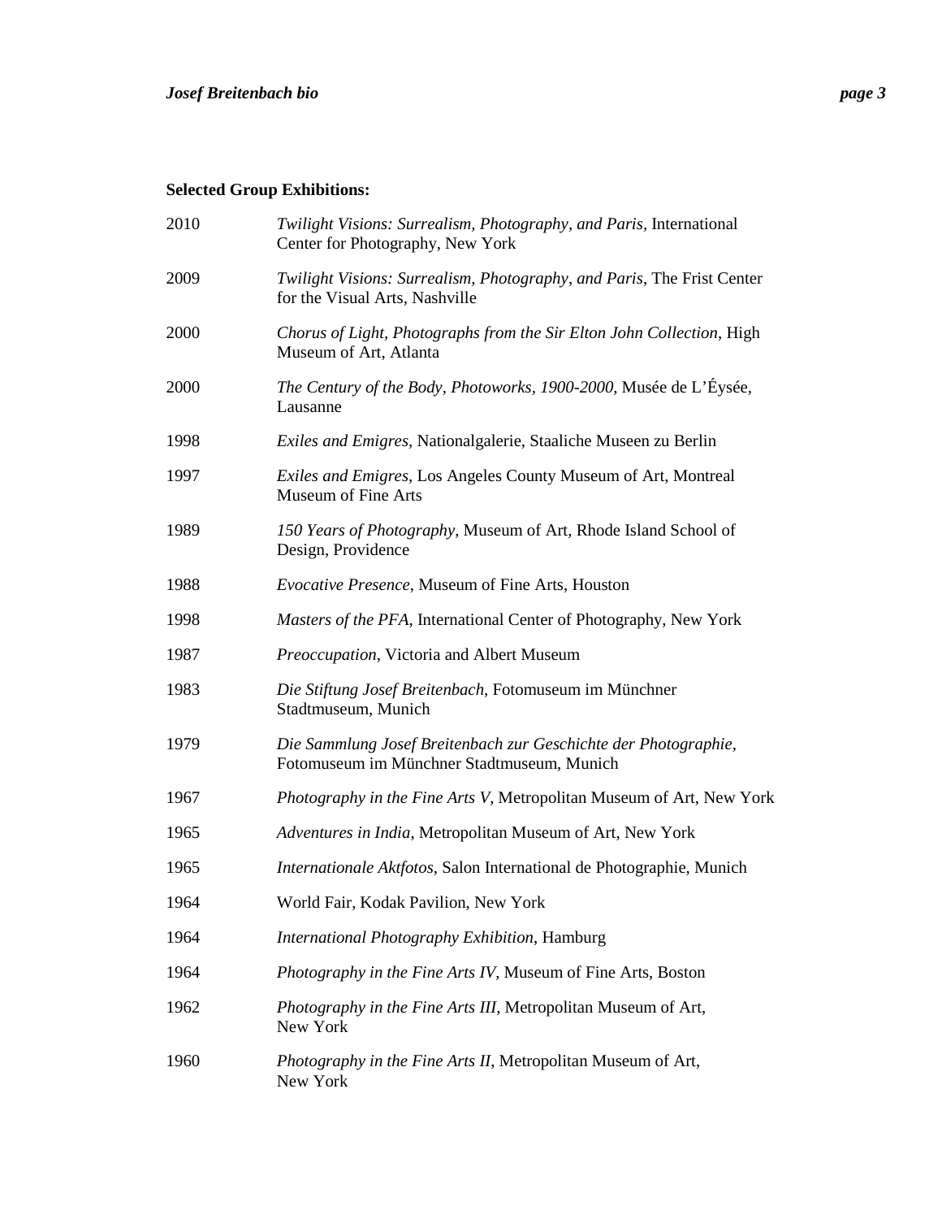**Selected Group Exhibitions:**

2010 *Twilight Visions: Surrealism, Photography, and Paris*, International Center for Photography, New York

2009 *Twilight Visions: Surrealism, Photography, and Paris*, The Frist Center for the Visual Arts, Nashville

2000 *Chorus of Light, Photographs from the Sir Elton John Collection*, High Museum of Art, Atlanta

2000 *The Century of the Body, Photoworks, 1900-2000*, Musée de L'Éysée, Lausanne

1998 *Exiles and Emigres*, Nationalgalerie, Staaliche Museen zu Berlin

1997 *Exiles and Emigres*, Los Angeles County Museum of Art, Montreal Museum of Fine Arts

1989 *150 Years of Photography*, Museum of Art, Rhode Island School of Design, Providence

1988 *Evocative Presence*, Museum of Fine Arts, Houston

1998 *Masters of the PFA*, International Center of Photography, New York

1987 *Preoccupation*, Victoria and Albert Museum

1983 *Die Stiftung Josef Breitenbach*, Fotomuseum im Münchner Stadtmuseum, Munich

1979 *Die Sammlung Josef Breitenbach zur Geschichte der Photographie*, Fotomuseum im Münchner Stadtmuseum, Munich

1967 *Photography in the Fine Arts V*, Metropolitan Museum of Art, New York

1965 *Adventures in India*, Metropolitan Museum of Art, New York

1965 *Internationale Aktfotos*, Salon International de Photographie, Munich

1964 World Fair, Kodak Pavilion, New York

1964 *International Photography Exhibition*, Hamburg

1964 *Photography in the Fine Arts IV*, Museum of Fine Arts, Boston

1962 *Photography in the Fine Arts III*, Metropolitan Museum of Art, New York

1960 *Photography in the Fine Arts II*, Metropolitan Museum of Art, New York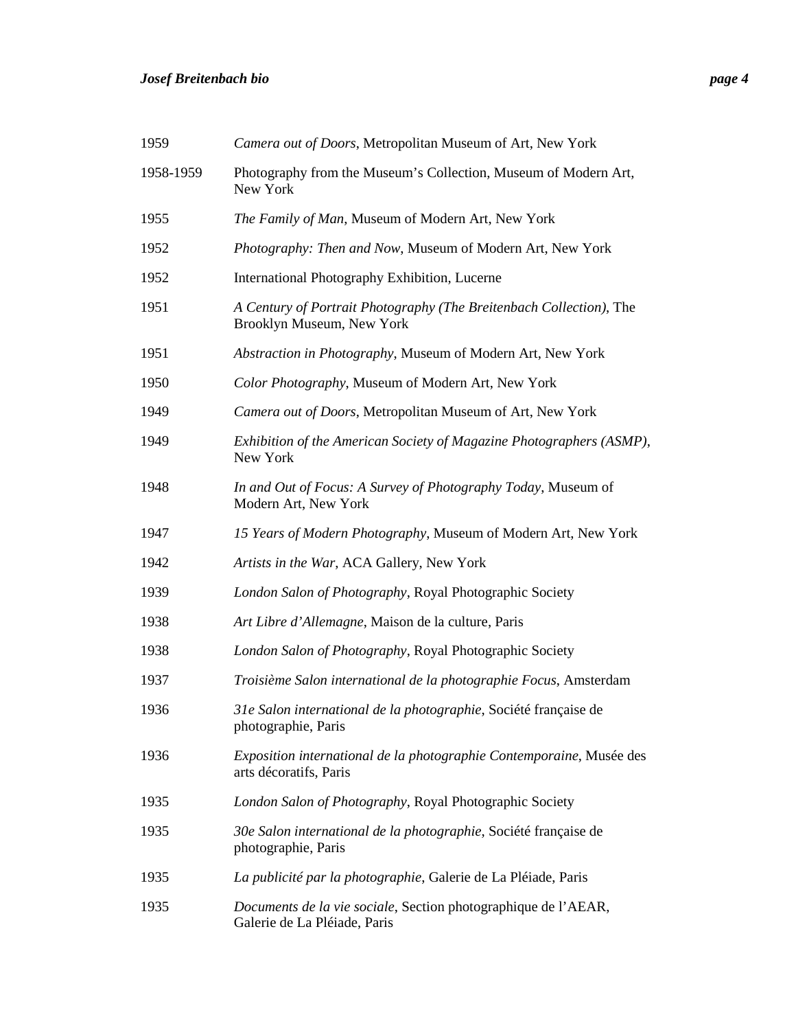1959 *Camera out of Doors*, Metropolitan Museum of Art, New York

1958-1959 Photography from the Museum's Collection, Museum of Modern Art, New York

1955 *The Family of Man*, Museum of Modern Art, New York

1952 *Photography: Then and Now*, Museum of Modern Art, New York

1952 International Photography Exhibition, Lucerne

1951 *A Century of Portrait Photography (The Breitenbach Collection)*, The Brooklyn Museum, New York

1951 *Abstraction in Photography*, Museum of Modern Art, New York

1950 *Color Photography*, Museum of Modern Art, New York

1949 *Camera out of Doors*, Metropolitan Museum of Art, New York

1949 *Exhibition of the American Society of Magazine Photographers (ASMP)*, New York

1948 *In and Out of Focus: A Survey of Photography Today*, Museum of Modern Art, New York

1947 *15 Years of Modern Photography*, Museum of Modern Art, New York

1942 *Artists in the War*, ACA Gallery, New York

1939 *London Salon of Photography*, Royal Photographic Society

1938 *Art Libre d'Allemagne*, Maison de la culture, Paris

1938 *London Salon of Photography*, Royal Photographic Society

1937 *Troisième Salon international de la photographie Focus*, Amsterdam

1936 *31e Salon international de la photographie*, Société française de photographie, Paris

1936 *Exposition international de la photographie Contemporaine*, Musée des arts décoratifs, Paris

1935 *London Salon of Photography*, Royal Photographic Society

1935 *30e Salon international de la photographie*, Société française de photographie, Paris

1935 *La publicité par la photographie*, Galerie de La Pléiade, Paris

1935 *Documents de la vie sociale*, Section photographique de l'AEAR, Galerie de La Pléiade, Paris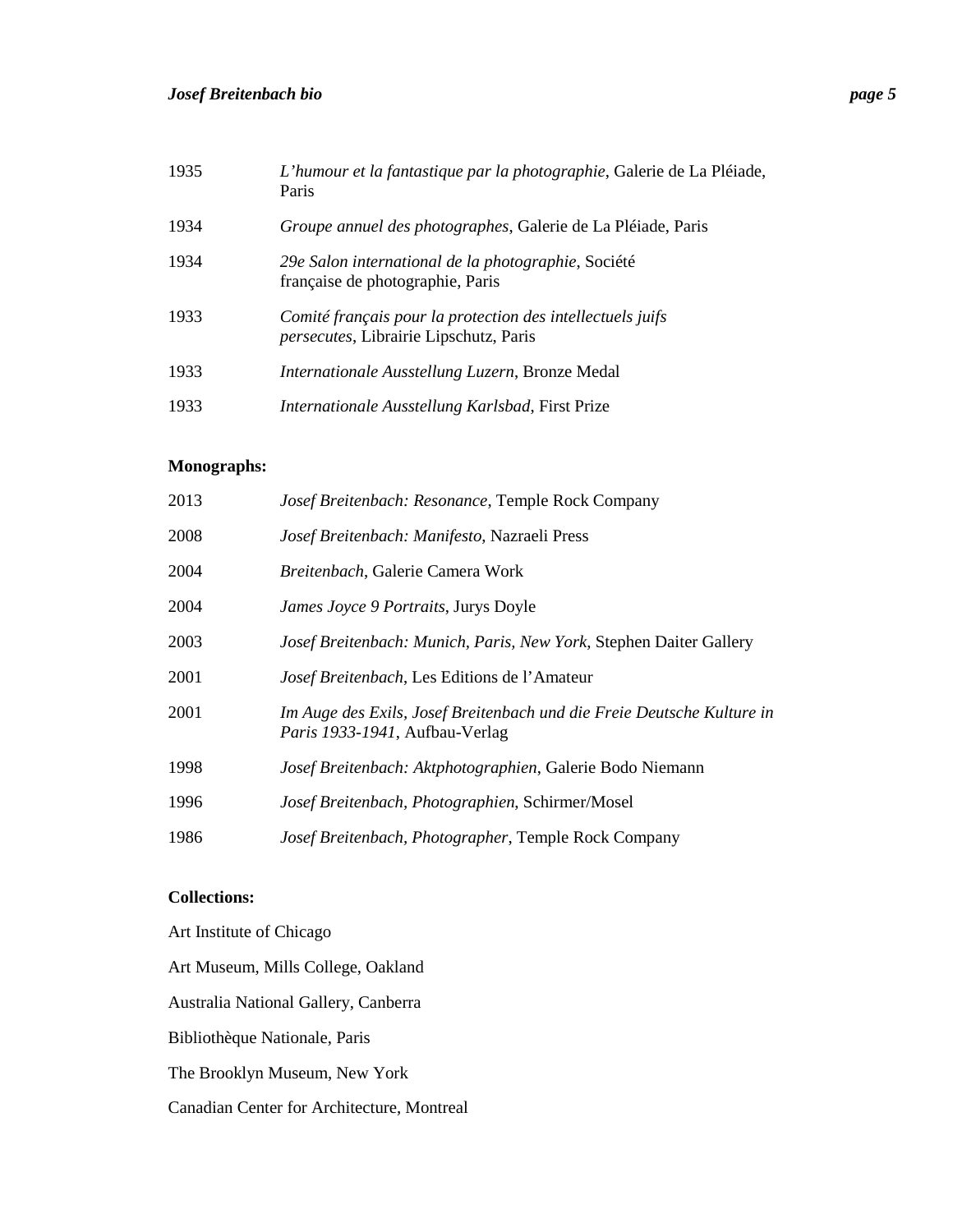1935 *L'humour et la fantastique par la photographie*, Galerie de La Pléiade, Paris

1934 *Groupe annuel des photographes*, Galerie de La Pléiade, Paris

1934 *29e Salon international de la photographie*, Société française de photographie, Paris

1933 *Comité français pour la protection des intellectuels juifs persecutes*, Librairie Lipschutz, Paris

1933 *Internationale Ausstellung Luzern*, Bronze Medal

1933 *Internationale Ausstellung Karlsbad*, First Prize

**Monographs:**

2013 *Josef Breitenbach: Resonance*, Temple Rock Company

2008 *Josef Breitenbach: Manifesto*, Nazraeli Press

2004 *Breitenbach*, Galerie Camera Work

2004 *James Joyce 9 Portraits*, Jurys Doyle

2003 *Josef Breitenbach: Munich, Paris, New York*, Stephen Daiter Gallery

2001 *Josef Breitenbach*, Les Editions de l'Amateur

2001 *Im Auge des Exils, Josef Breitenbach und die Freie Deutsche Kulture in Paris 1933-1941*, Aufbau-Verlag

1998 *Josef Breitenbach: Aktphotographien*, Galerie Bodo Niemann

1996 *Josef Breitenbach, Photographien*, Schirmer/Mosel

1986 *Josef Breitenbach, Photographer*, Temple Rock Company

**Collections:**

Art Institute of Chicago

Art Museum, Mills College, Oakland

Australia National Gallery, Canberra

Bibliothèque Nationale, Paris

The Brooklyn Museum, New York

Canadian Center for Architecture, Montreal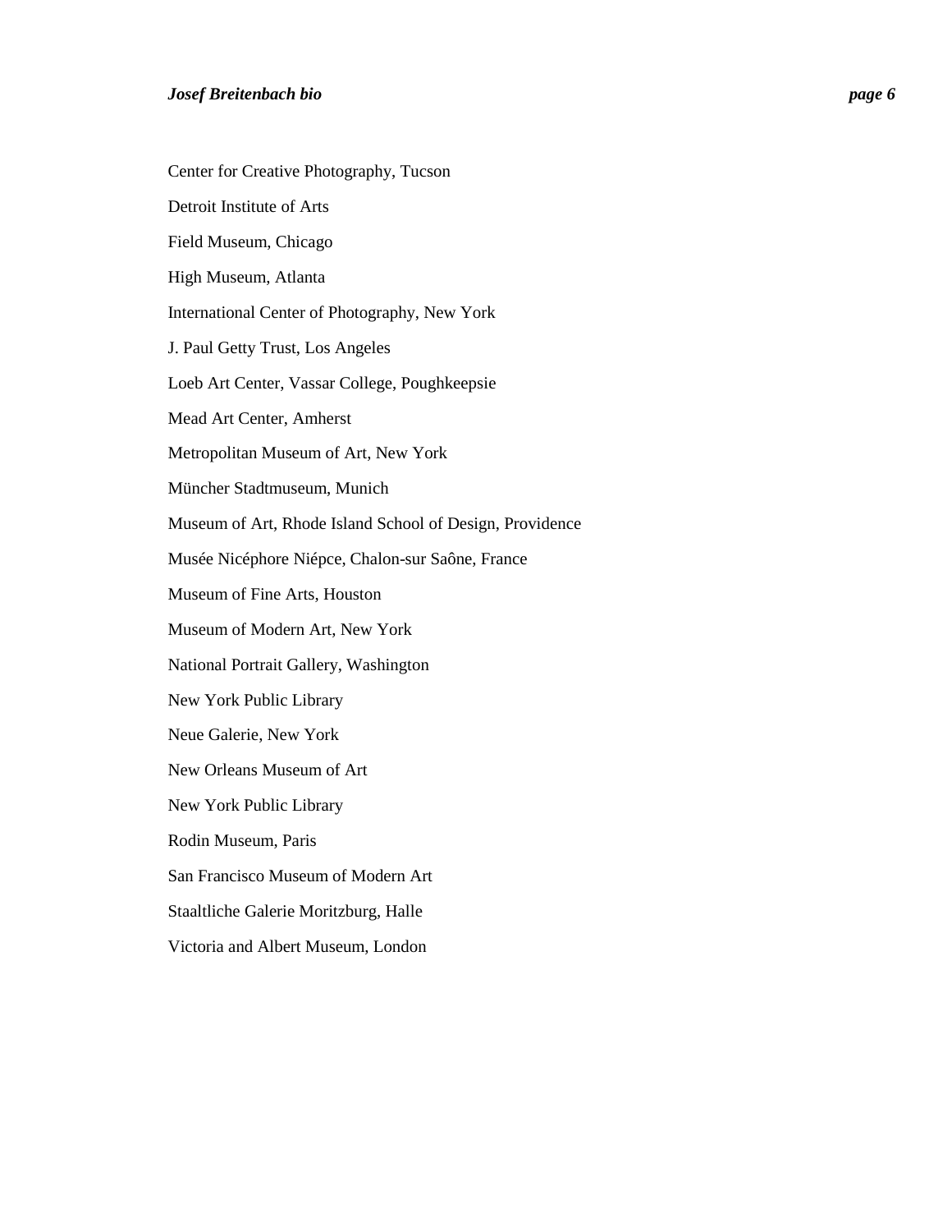Center for Creative Photography, Tucson

Detroit Institute of Arts

Field Museum, Chicago

High Museum, Atlanta

International Center of Photography, New York

J. Paul Getty Trust, Los Angeles

Loeb Art Center, Vassar College, Poughkeepsie

Mead Art Center, Amherst

Metropolitan Museum of Art, New York

Müncher Stadtmuseum, Munich

Museum of Art, Rhode Island School of Design, Providence

Musée Nicéphore Niépce, Chalon-sur Saône, France

Museum of Fine Arts, Houston

Museum of Modern Art, New York

National Portrait Gallery, Washington

New York Public Library

Neue Galerie, New York

New Orleans Museum of Art

New York Public Library

Rodin Museum, Paris

San Francisco Museum of Modern Art

Staaltliche Galerie Moritzburg, Halle

Victoria and Albert Museum, London